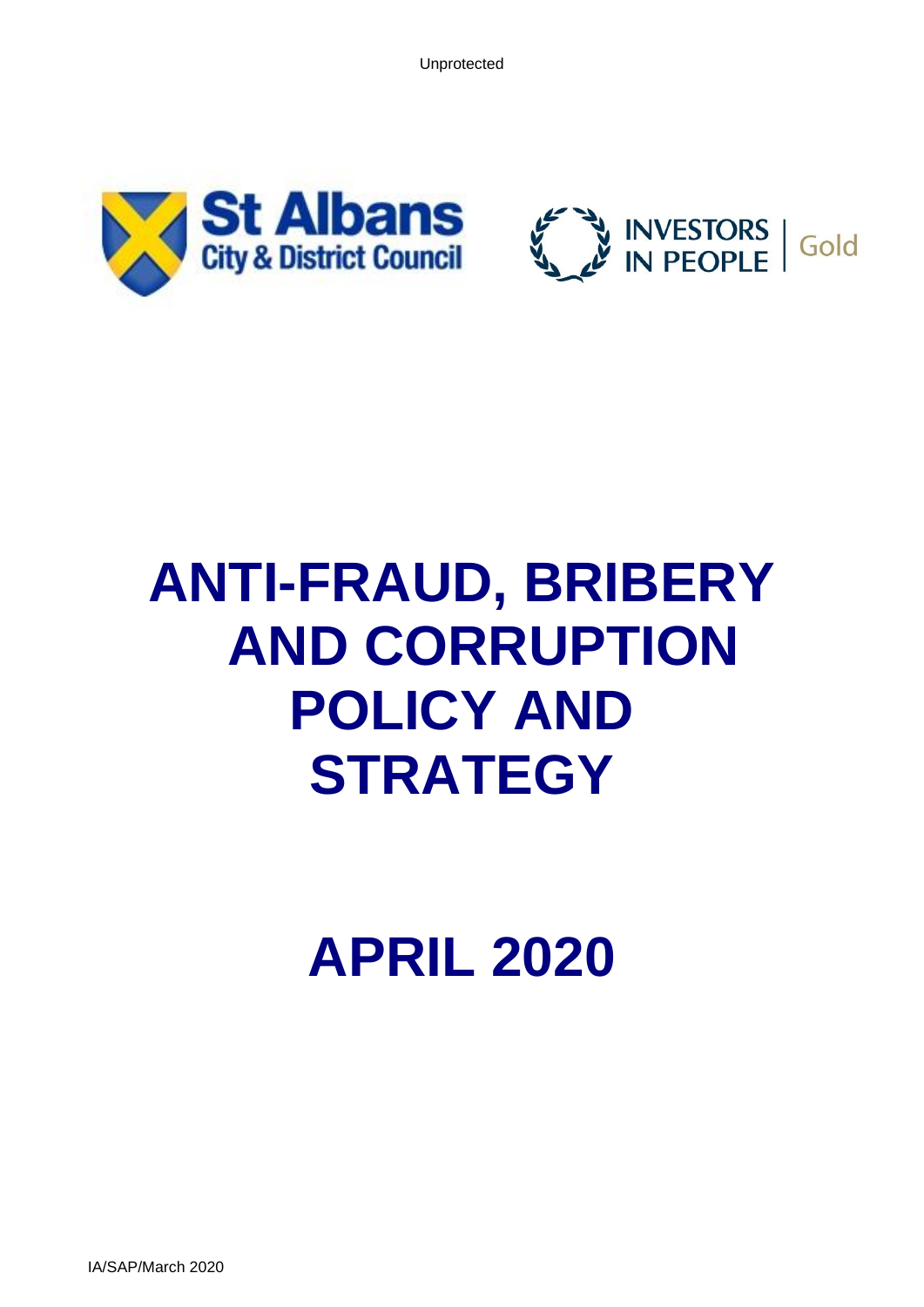Unprotected

St Albans City & District Council

INVESTORS IN PEOPLE | Gold

# ANTI-FRAUD, BRIBERY AND CORRUPTION POLICY AND STRATEGY

# APRIL 2020

IA/SAP/March 2020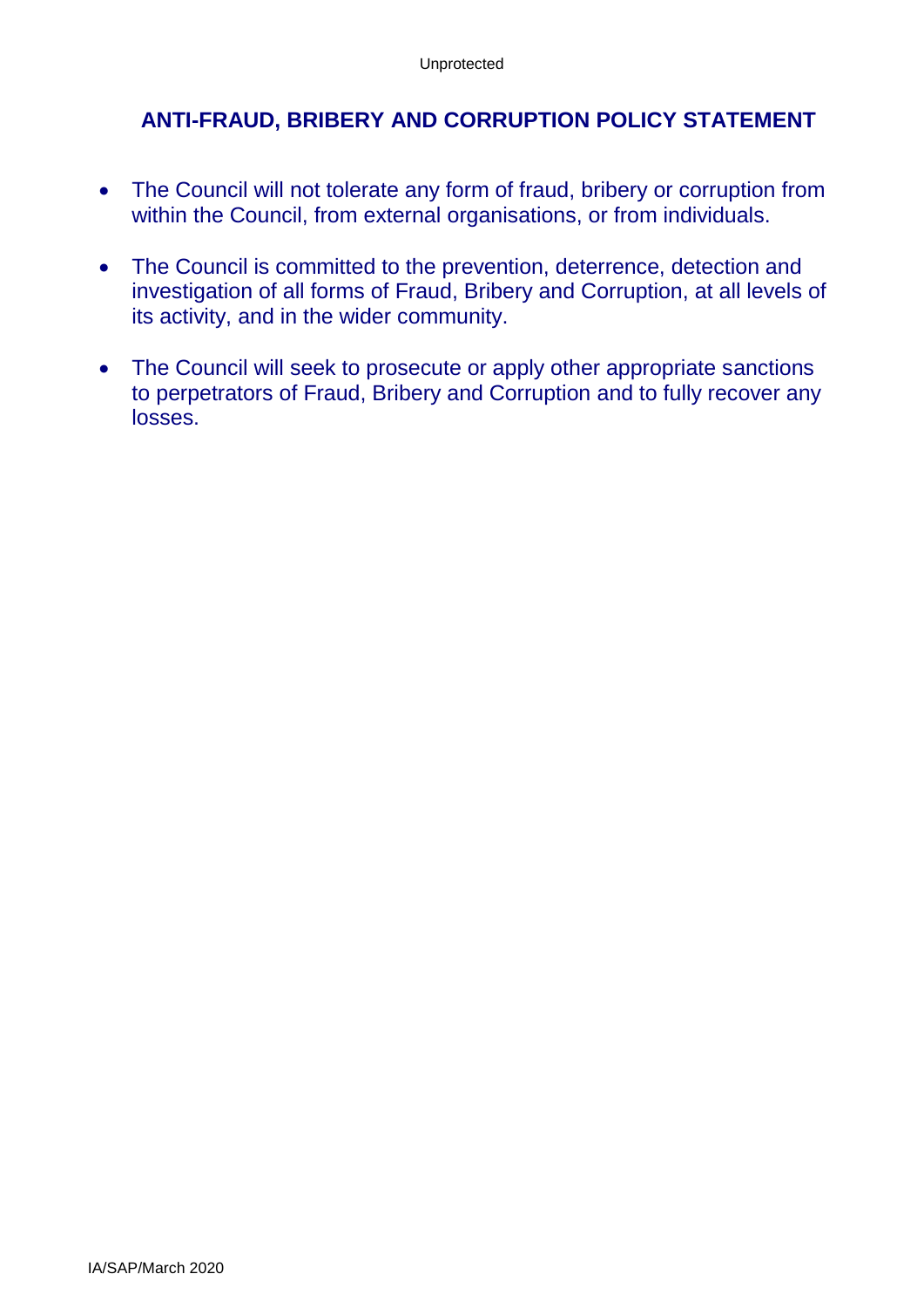## ANTI-FRAUD, BRIBERY AND CORRUPTION POLICY STATEMENT

- The Council will not tolerate any form of fraud, bribery or corruption from within the Council, from external organisations, or from individuals.
- The Council is committed to the prevention, deterrence, detection and investigation of all forms of Fraud, Bribery and Corruption, at all levels of its activity, and in the wider community.
- The Council will seek to prosecute or apply other appropriate sanctions to perpetrators of Fraud, Bribery and Corruption and to fully recover any losses.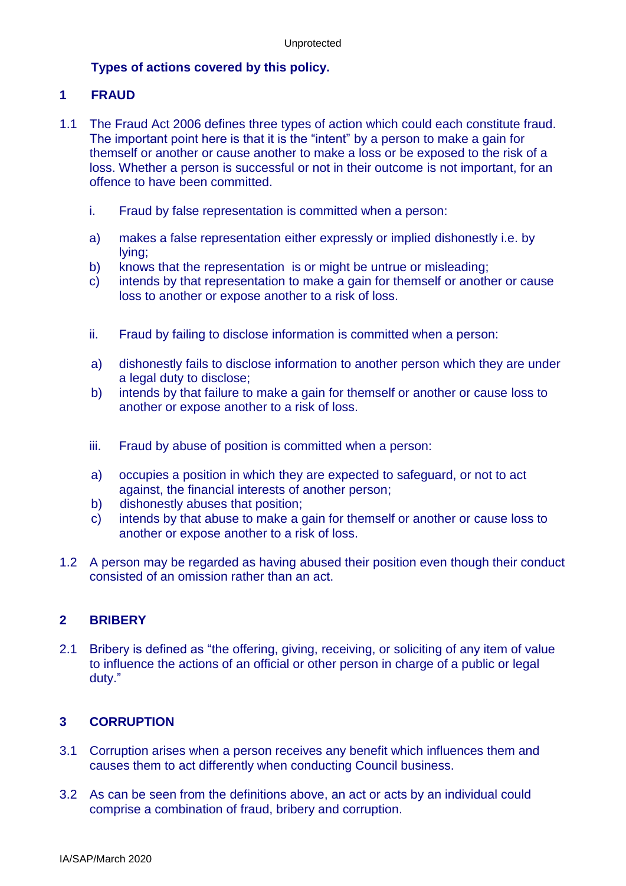**Types of actions covered by this policy.**

## 1 FRAUD

1.1 The Fraud Act 2006 defines three types of action which could each constitute fraud. The important point here is that it is the "intent" by a person to make a gain for themself or another or cause another to make a loss or be exposed to the risk of a loss. Whether a person is successful or not in their outcome is not important, for an offence to have been committed.

i. Fraud by false representation is committed when a person:

a) makes a false representation either expressly or implied dishonestly i.e. by lying;
b) knows that the representation is or might be untrue or misleading;
c) intends by that representation to make a gain for themself or another or cause loss to another or expose another to a risk of loss.

ii. Fraud by failing to disclose information is committed when a person:

a) dishonestly fails to disclose information to another person which they are under a legal duty to disclose;
b) intends by that failure to make a gain for themself or another or cause loss to another or expose another to a risk of loss.

iii. Fraud by abuse of position is committed when a person:

a) occupies a position in which they are expected to safeguard, or not to act against, the financial interests of another person;
b) dishonestly abuses that position;
c) intends by that abuse to make a gain for themself or another or cause loss to another or expose another to a risk of loss.

1.2 A person may be regarded as having abused their position even though their conduct consisted of an omission rather than an act.

## 2 BRIBERY

2.1 Bribery is defined as "the offering, giving, receiving, or soliciting of any item of value to influence the actions of an official or other person in charge of a public or legal duty."

## 3 CORRUPTION

3.1 Corruption arises when a person receives any benefit which influences them and causes them to act differently when conducting Council business.

3.2 As can be seen from the definitions above, an act or acts by an individual could comprise a combination of fraud, bribery and corruption.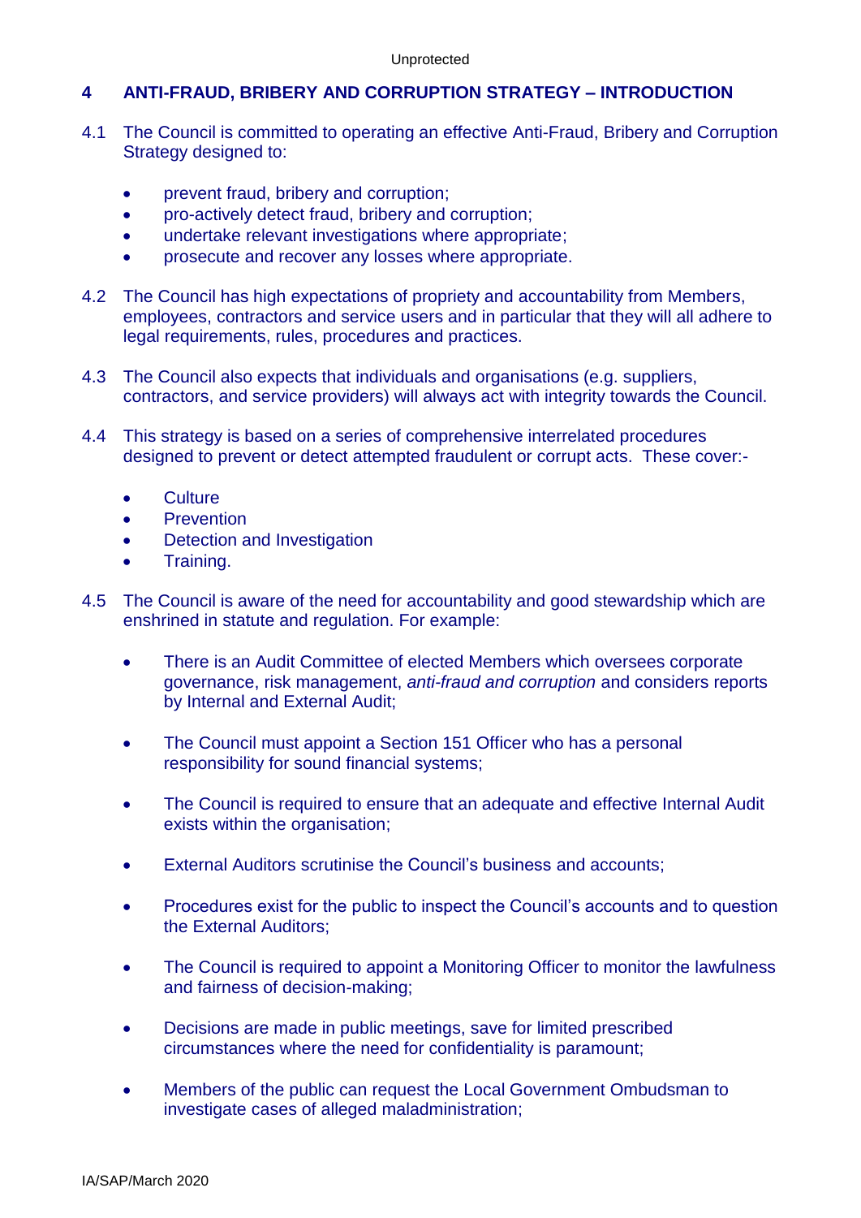## 4 ANTI-FRAUD, BRIBERY AND CORRUPTION STRATEGY – INTRODUCTION

4.1 The Council is committed to operating an effective Anti-Fraud, Bribery and Corruption Strategy designed to:

- prevent fraud, bribery and corruption;
- pro-actively detect fraud, bribery and corruption;
- undertake relevant investigations where appropriate;
- prosecute and recover any losses where appropriate.

4.2 The Council has high expectations of propriety and accountability from Members, employees, contractors and service users and in particular that they will all adhere to legal requirements, rules, procedures and practices.

4.3 The Council also expects that individuals and organisations (e.g. suppliers, contractors, and service providers) will always act with integrity towards the Council.

4.4 This strategy is based on a series of comprehensive interrelated procedures designed to prevent or detect attempted fraudulent or corrupt acts. These cover:-

- Culture
- Prevention
- Detection and Investigation
- Training.

4.5 The Council is aware of the need for accountability and good stewardship which are enshrined in statute and regulation. For example:

- There is an Audit Committee of elected Members which oversees corporate governance, risk management, *anti-fraud and corruption* and considers reports by Internal and External Audit;

- The Council must appoint a Section 151 Officer who has a personal responsibility for sound financial systems;

- The Council is required to ensure that an adequate and effective Internal Audit exists within the organisation;

- External Auditors scrutinise the Council's business and accounts;

- Procedures exist for the public to inspect the Council's accounts and to question the External Auditors;

- The Council is required to appoint a Monitoring Officer to monitor the lawfulness and fairness of decision-making;

- Decisions are made in public meetings, save for limited prescribed circumstances where the need for confidentiality is paramount;

- Members of the public can request the Local Government Ombudsman to investigate cases of alleged maladministration;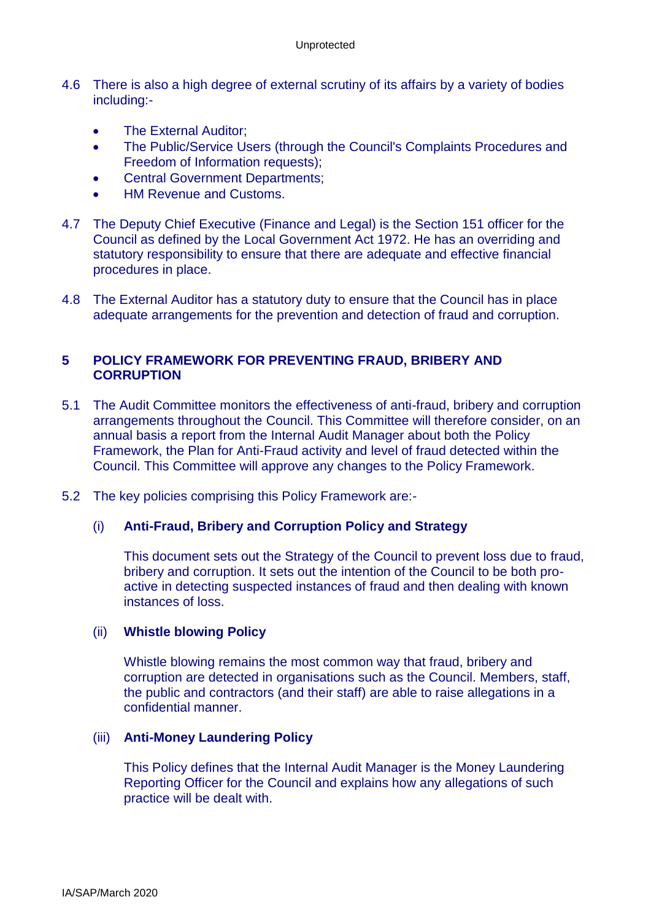4.6 There is also a high degree of external scrutiny of its affairs by a variety of bodies including:-

- The External Auditor;
- The Public/Service Users (through the Council's Complaints Procedures and Freedom of Information requests);
- Central Government Departments;
- HM Revenue and Customs.

4.7 The Deputy Chief Executive (Finance and Legal) is the Section 151 officer for the Council as defined by the Local Government Act 1972. He has an overriding and statutory responsibility to ensure that there are adequate and effective financial procedures in place.

4.8 The External Auditor has a statutory duty to ensure that the Council has in place adequate arrangements for the prevention and detection of fraud and corruption.

## 5 POLICY FRAMEWORK FOR PREVENTING FRAUD, BRIBERY AND CORRUPTION

5.1 The Audit Committee monitors the effectiveness of anti-fraud, bribery and corruption arrangements throughout the Council. This Committee will therefore consider, on an annual basis a report from the Internal Audit Manager about both the Policy Framework, the Plan for Anti-Fraud activity and level of fraud detected within the Council. This Committee will approve any changes to the Policy Framework.

5.2 The key policies comprising this Policy Framework are:-

(i) **Anti-Fraud, Bribery and Corruption Policy and Strategy**

This document sets out the Strategy of the Council to prevent loss due to fraud, bribery and corruption. It sets out the intention of the Council to be both pro-active in detecting suspected instances of fraud and then dealing with known instances of loss.

(ii) **Whistle blowing Policy**

Whistle blowing remains the most common way that fraud, bribery and corruption are detected in organisations such as the Council. Members, staff, the public and contractors (and their staff) are able to raise allegations in a confidential manner.

(iii) **Anti-Money Laundering Policy**

This Policy defines that the Internal Audit Manager is the Money Laundering Reporting Officer for the Council and explains how any allegations of such practice will be dealt with.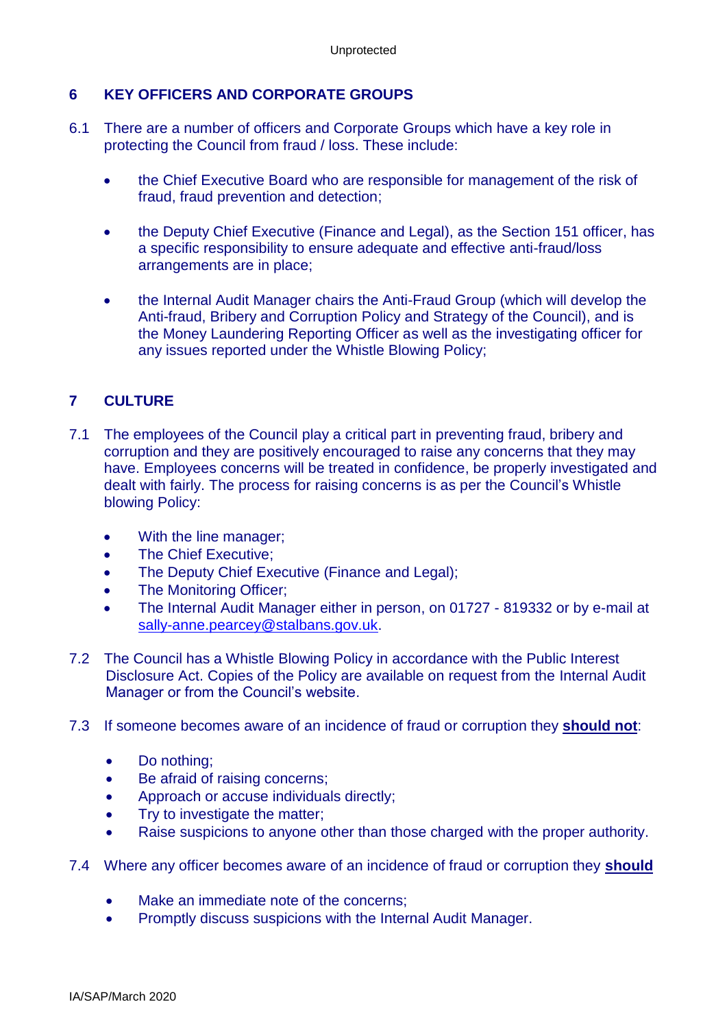## 6 KEY OFFICERS AND CORPORATE GROUPS

6.1 There are a number of officers and Corporate Groups which have a key role in protecting the Council from fraud / loss. These include:

- the Chief Executive Board who are responsible for management of the risk of fraud, fraud prevention and detection;
- the Deputy Chief Executive (Finance and Legal), as the Section 151 officer, has a specific responsibility to ensure adequate and effective anti-fraud/loss arrangements are in place;
- the Internal Audit Manager chairs the Anti-Fraud Group (which will develop the Anti-fraud, Bribery and Corruption Policy and Strategy of the Council), and is the Money Laundering Reporting Officer as well as the investigating officer for any issues reported under the Whistle Blowing Policy;

## 7 CULTURE

7.1 The employees of the Council play a critical part in preventing fraud, bribery and corruption and they are positively encouraged to raise any concerns that they may have. Employees concerns will be treated in confidence, be properly investigated and dealt with fairly. The process for raising concerns is as per the Council's Whistle blowing Policy:

- With the line manager;
- The Chief Executive;
- The Deputy Chief Executive (Finance and Legal);
- The Monitoring Officer;
- The Internal Audit Manager either in person, on 01727 - 819332 or by e-mail at sally-anne.pearcey@stalbans.gov.uk.

7.2 The Council has a Whistle Blowing Policy in accordance with the Public Interest Disclosure Act. Copies of the Policy are available on request from the Internal Audit Manager or from the Council's website.

7.3 If someone becomes aware of an incidence of fraud or corruption they **should not**:

- Do nothing;
- Be afraid of raising concerns;
- Approach or accuse individuals directly;
- Try to investigate the matter;
- Raise suspicions to anyone other than those charged with the proper authority.

7.4 Where any officer becomes aware of an incidence of fraud or corruption they **should**

- Make an immediate note of the concerns;
- Promptly discuss suspicions with the Internal Audit Manager.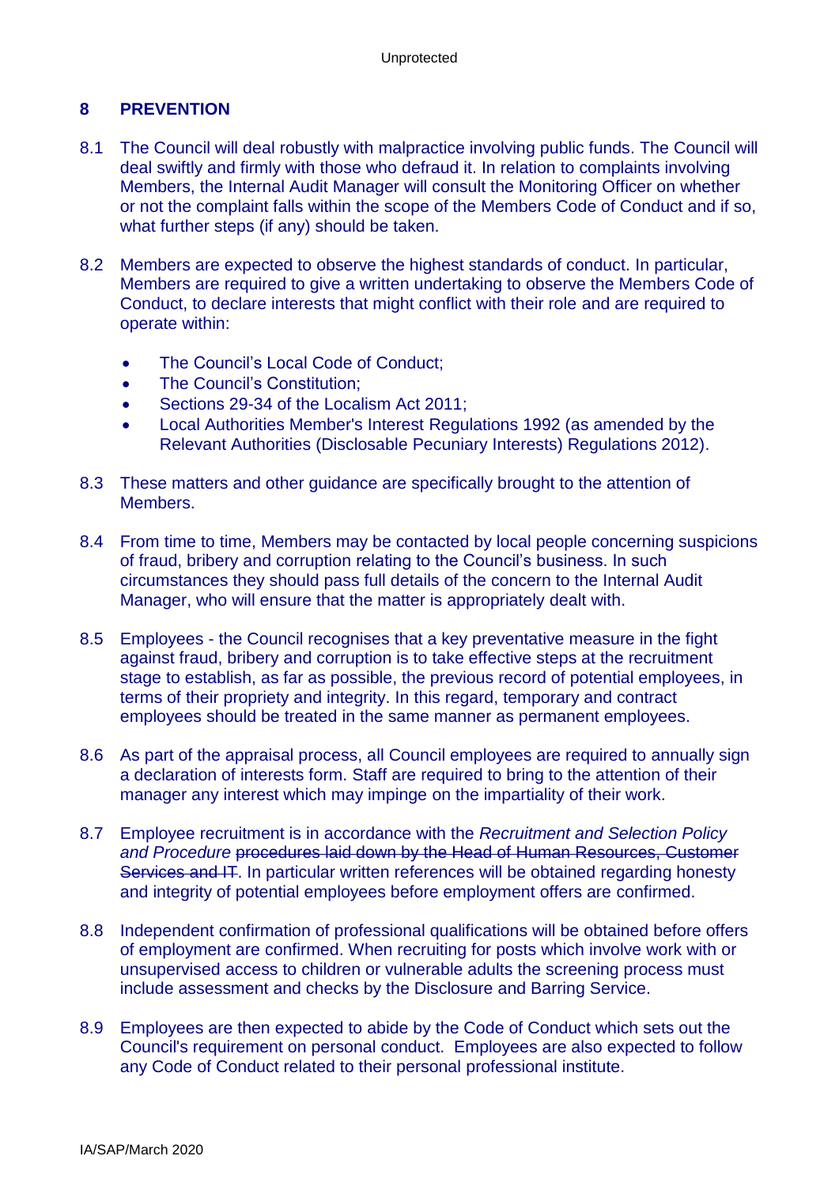## 8 PREVENTION

8.1 The Council will deal robustly with malpractice involving public funds. The Council will deal swiftly and firmly with those who defraud it. In relation to complaints involving Members, the Internal Audit Manager will consult the Monitoring Officer on whether or not the complaint falls within the scope of the Members Code of Conduct and if so, what further steps (if any) should be taken.

8.2 Members are expected to observe the highest standards of conduct. In particular, Members are required to give a written undertaking to observe the Members Code of Conduct, to declare interests that might conflict with their role and are required to operate within:

- The Council's Local Code of Conduct;
- The Council's Constitution;
- Sections 29-34 of the Localism Act 2011;
- Local Authorities Member's Interest Regulations 1992 (as amended by the Relevant Authorities (Disclosable Pecuniary Interests) Regulations 2012).

8.3 These matters and other guidance are specifically brought to the attention of Members.

8.4 From time to time, Members may be contacted by local people concerning suspicions of fraud, bribery and corruption relating to the Council's business. In such circumstances they should pass full details of the concern to the Internal Audit Manager, who will ensure that the matter is appropriately dealt with.

8.5 Employees - the Council recognises that a key preventative measure in the fight against fraud, bribery and corruption is to take effective steps at the recruitment stage to establish, as far as possible, the previous record of potential employees, in terms of their propriety and integrity. In this regard, temporary and contract employees should be treated in the same manner as permanent employees.

8.6 As part of the appraisal process, all Council employees are required to annually sign a declaration of interests form. Staff are required to bring to the attention of their manager any interest which may impinge on the impartiality of their work.

8.7 Employee recruitment is in accordance with the *Recruitment and Selection Policy and Procedure* ~~procedures laid down by the Head of Human Resources, Customer Services and IT~~. In particular written references will be obtained regarding honesty and integrity of potential employees before employment offers are confirmed.

8.8 Independent confirmation of professional qualifications will be obtained before offers of employment are confirmed. When recruiting for posts which involve work with or unsupervised access to children or vulnerable adults the screening process must include assessment and checks by the Disclosure and Barring Service.

8.9 Employees are then expected to abide by the Code of Conduct which sets out the Council's requirement on personal conduct. Employees are also expected to follow any Code of Conduct related to their personal professional institute.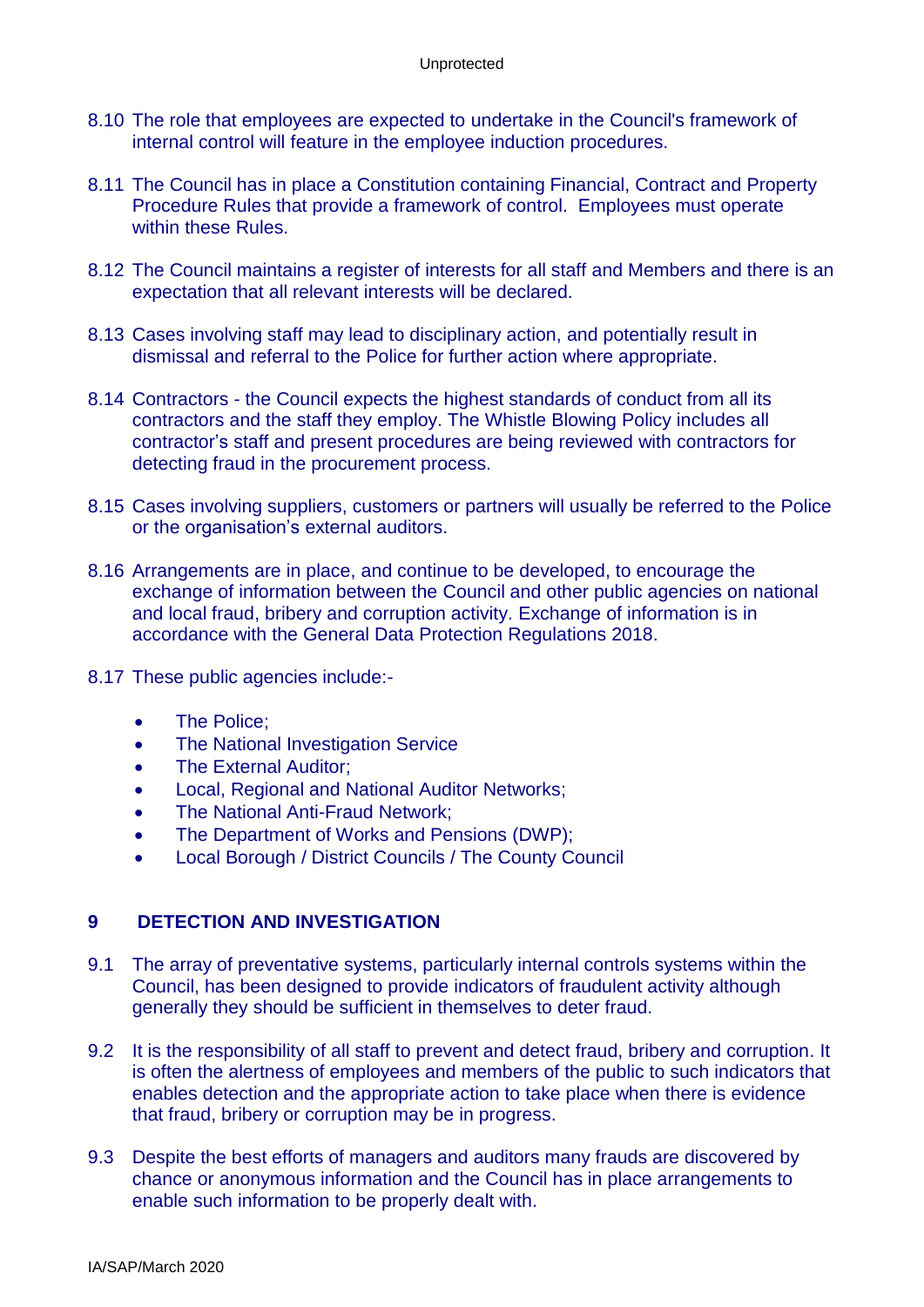8.10 The role that employees are expected to undertake in the Council's framework of internal control will feature in the employee induction procedures.

8.11 The Council has in place a Constitution containing Financial, Contract and Property Procedure Rules that provide a framework of control. Employees must operate within these Rules.

8.12 The Council maintains a register of interests for all staff and Members and there is an expectation that all relevant interests will be declared.

8.13 Cases involving staff may lead to disciplinary action, and potentially result in dismissal and referral to the Police for further action where appropriate.

8.14 Contractors - the Council expects the highest standards of conduct from all its contractors and the staff they employ. The Whistle Blowing Policy includes all contractor's staff and present procedures are being reviewed with contractors for detecting fraud in the procurement process.

8.15 Cases involving suppliers, customers or partners will usually be referred to the Police or the organisation's external auditors.

8.16 Arrangements are in place, and continue to be developed, to encourage the exchange of information between the Council and other public agencies on national and local fraud, bribery and corruption activity. Exchange of information is in accordance with the General Data Protection Regulations 2018.

8.17 These public agencies include:-

- The Police;
- The National Investigation Service
- The External Auditor;
- Local, Regional and National Auditor Networks;
- The National Anti-Fraud Network;
- The Department of Works and Pensions (DWP);
- Local Borough / District Councils / The County Council

## 9 DETECTION AND INVESTIGATION

9.1 The array of preventative systems, particularly internal controls systems within the Council, has been designed to provide indicators of fraudulent activity although generally they should be sufficient in themselves to deter fraud.

9.2 It is the responsibility of all staff to prevent and detect fraud, bribery and corruption. It is often the alertness of employees and members of the public to such indicators that enables detection and the appropriate action to take place when there is evidence that fraud, bribery or corruption may be in progress.

9.3 Despite the best efforts of managers and auditors many frauds are discovered by chance or anonymous information and the Council has in place arrangements to enable such information to be properly dealt with.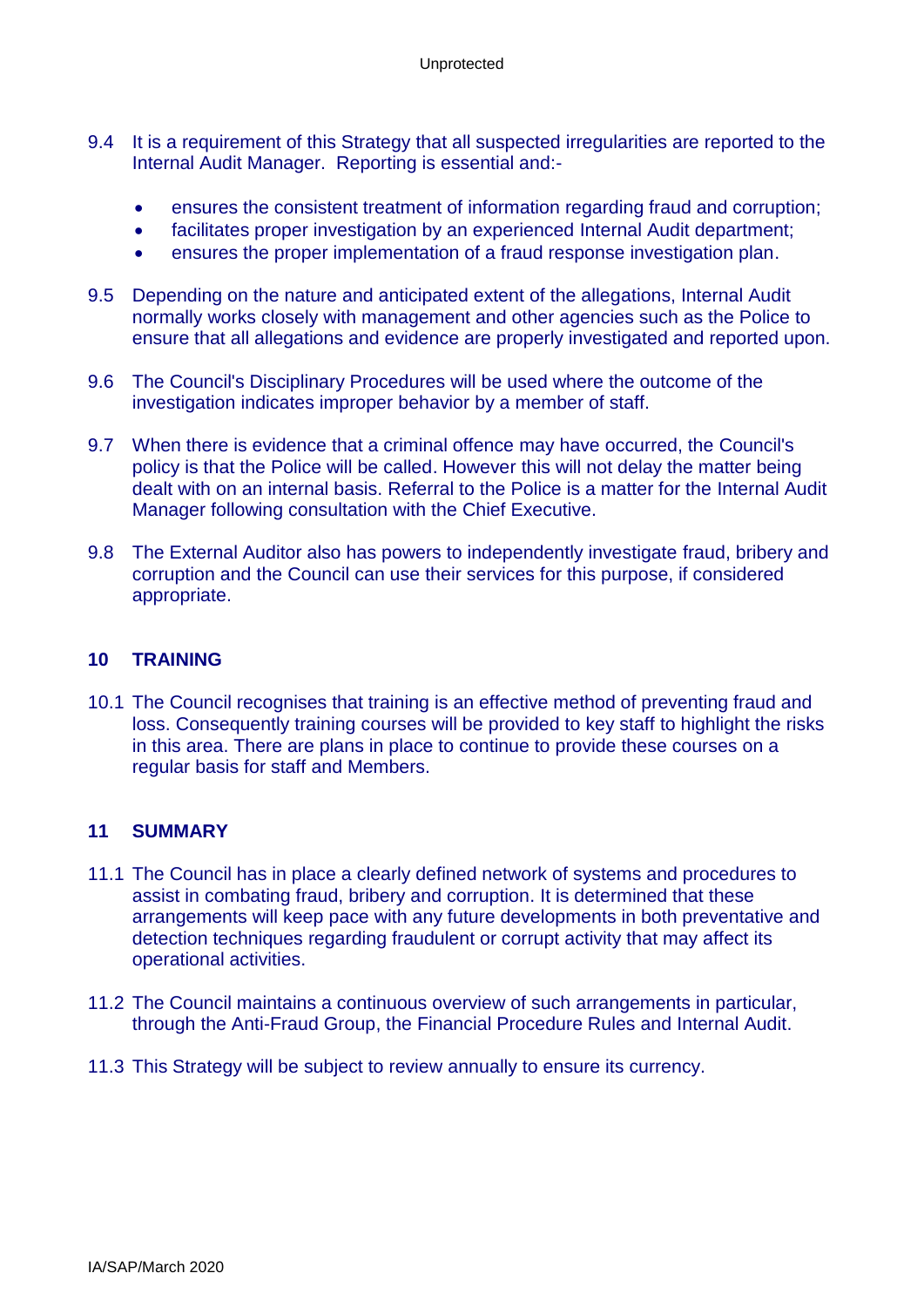9.4 It is a requirement of this Strategy that all suspected irregularities are reported to the Internal Audit Manager. Reporting is essential and:-

- ensures the consistent treatment of information regarding fraud and corruption;
- facilitates proper investigation by an experienced Internal Audit department;
- ensures the proper implementation of a fraud response investigation plan.

9.5 Depending on the nature and anticipated extent of the allegations, Internal Audit normally works closely with management and other agencies such as the Police to ensure that all allegations and evidence are properly investigated and reported upon.

9.6 The Council's Disciplinary Procedures will be used where the outcome of the investigation indicates improper behavior by a member of staff.

9.7 When there is evidence that a criminal offence may have occurred, the Council's policy is that the Police will be called. However this will not delay the matter being dealt with on an internal basis. Referral to the Police is a matter for the Internal Audit Manager following consultation with the Chief Executive.

9.8 The External Auditor also has powers to independently investigate fraud, bribery and corruption and the Council can use their services for this purpose, if considered appropriate.

## 10 TRAINING

10.1 The Council recognises that training is an effective method of preventing fraud and loss. Consequently training courses will be provided to key staff to highlight the risks in this area. There are plans in place to continue to provide these courses on a regular basis for staff and Members.

## 11 SUMMARY

11.1 The Council has in place a clearly defined network of systems and procedures to assist in combating fraud, bribery and corruption. It is determined that these arrangements will keep pace with any future developments in both preventative and detection techniques regarding fraudulent or corrupt activity that may affect its operational activities.

11.2 The Council maintains a continuous overview of such arrangements in particular, through the Anti-Fraud Group, the Financial Procedure Rules and Internal Audit.

11.3 This Strategy will be subject to review annually to ensure its currency.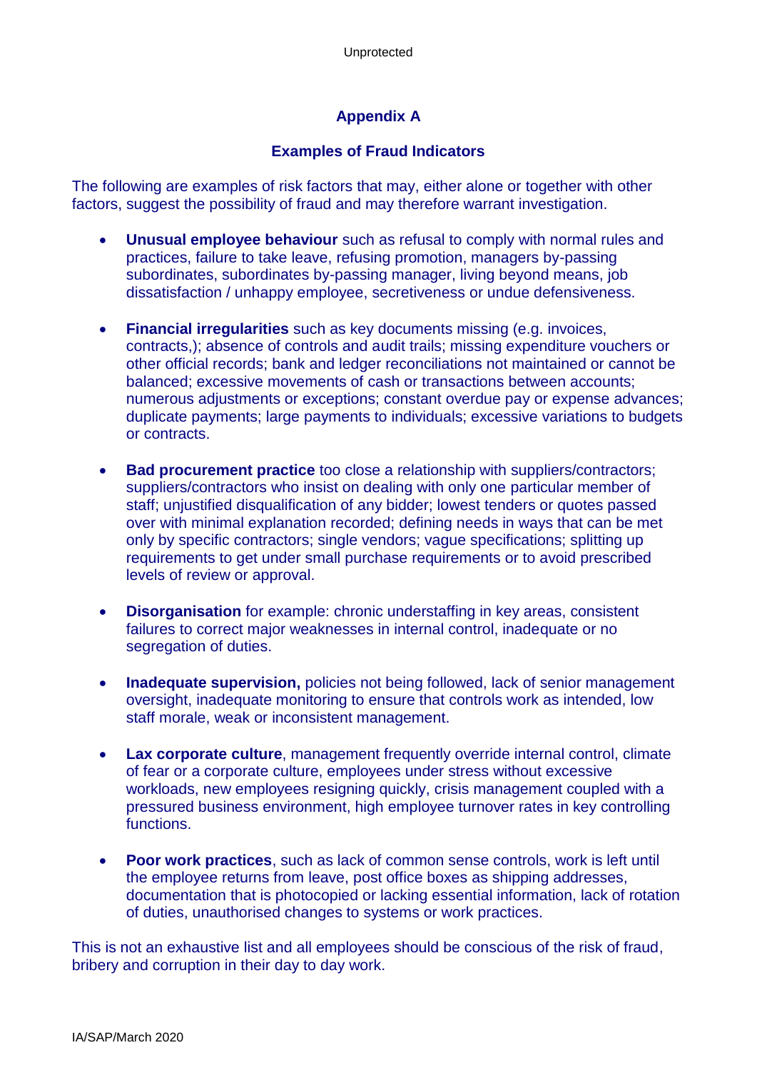## Appendix A

### Examples of Fraud Indicators

The following are examples of risk factors that may, either alone or together with other factors, suggest the possibility of fraud and may therefore warrant investigation.

- **Unusual employee behaviour** such as refusal to comply with normal rules and practices, failure to take leave, refusing promotion, managers by-passing subordinates, subordinates by-passing manager, living beyond means, job dissatisfaction / unhappy employee, secretiveness or undue defensiveness.

- **Financial irregularities** such as key documents missing (e.g. invoices, contracts,); absence of controls and audit trails; missing expenditure vouchers or other official records; bank and ledger reconciliations not maintained or cannot be balanced; excessive movements of cash or transactions between accounts; numerous adjustments or exceptions; constant overdue pay or expense advances; duplicate payments; large payments to individuals; excessive variations to budgets or contracts.

- **Bad procurement practice** too close a relationship with suppliers/contractors; suppliers/contractors who insist on dealing with only one particular member of staff; unjustified disqualification of any bidder; lowest tenders or quotes passed over with minimal explanation recorded; defining needs in ways that can be met only by specific contractors; single vendors; vague specifications; splitting up requirements to get under small purchase requirements or to avoid prescribed levels of review or approval.

- **Disorganisation** for example: chronic understaffing in key areas, consistent failures to correct major weaknesses in internal control, inadequate or no segregation of duties.

- **Inadequate supervision,** policies not being followed, lack of senior management oversight, inadequate monitoring to ensure that controls work as intended, low staff morale, weak or inconsistent management.

- **Lax corporate culture**, management frequently override internal control, climate of fear or a corporate culture, employees under stress without excessive workloads, new employees resigning quickly, crisis management coupled with a pressured business environment, high employee turnover rates in key controlling functions.

- **Poor work practices**, such as lack of common sense controls, work is left until the employee returns from leave, post office boxes as shipping addresses, documentation that is photocopied or lacking essential information, lack of rotation of duties, unauthorised changes to systems or work practices.

This is not an exhaustive list and all employees should be conscious of the risk of fraud, bribery and corruption in their day to day work.